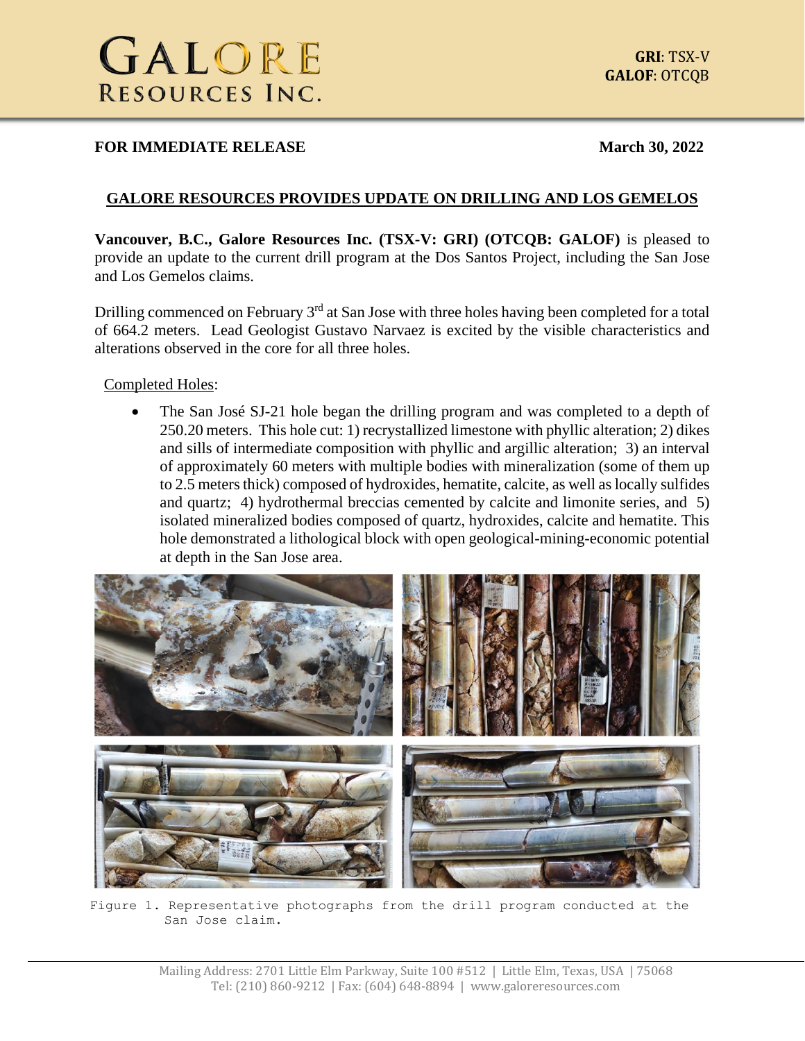# GALORE RESOURCES INC.

**GRI**: TSX-V
**GALOF**: OTCQB

**FOR IMMEDIATE RELEASE** **March 30, 2022**

## GALORE RESOURCES PROVIDES UPDATE ON DRILLING AND LOS GEMELOS

**Vancouver, B.C., Galore Resources Inc. (TSX-V: GRI) (OTCQB: GALOF)** is pleased to provide an update to the current drill program at the Dos Santos Project, including the San Jose and Los Gemelos claims.

Drilling commenced on February 3rd at San Jose with three holes having been completed for a total of 664.2 meters. Lead Geologist Gustavo Narvaez is excited by the visible characteristics and alterations observed in the core for all three holes.

Completed Holes:

- The San José SJ-21 hole began the drilling program and was completed to a depth of 250.20 meters. This hole cut: 1) recrystallized limestone with phyllic alteration; 2) dikes and sills of intermediate composition with phyllic and argillic alteration; 3) an interval of approximately 60 meters with multiple bodies with mineralization (some of them up to 2.5 meters thick) composed of hydroxides, hematite, calcite, as well as locally sulfides and quartz; 4) hydrothermal breccias cemented by calcite and limonite series, and 5) isolated mineralized bodies composed of quartz, hydroxides, calcite and hematite. This hole demonstrated a lithological block with open geological-mining-economic potential at depth in the San Jose area.

Figure 1. Representative photographs from the drill program conducted at the San Jose claim.

Mailing Address: 2701 Little Elm Parkway, Suite 100 #512 | Little Elm, Texas, USA | 75068
Tel: (210) 860-9212 | Fax: (604) 648-8894 | www.galoreresources.com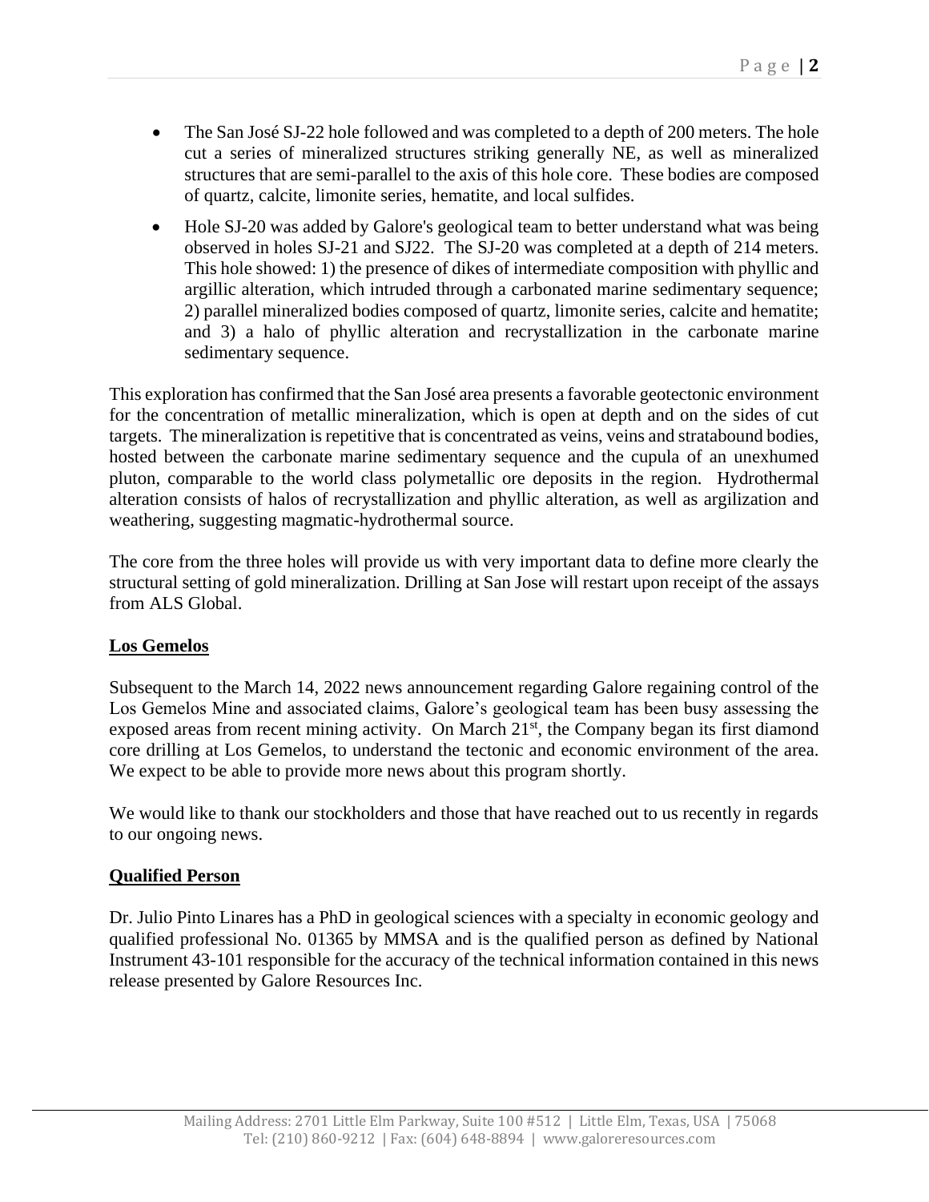- The San José SJ-22 hole followed and was completed to a depth of 200 meters. The hole cut a series of mineralized structures striking generally NE, as well as mineralized structures that are semi-parallel to the axis of this hole core. These bodies are composed of quartz, calcite, limonite series, hematite, and local sulfides.
- Hole SJ-20 was added by Galore's geological team to better understand what was being observed in holes SJ-21 and SJ22. The SJ-20 was completed at a depth of 214 meters. This hole showed: 1) the presence of dikes of intermediate composition with phyllic and argillic alteration, which intruded through a carbonated marine sedimentary sequence; 2) parallel mineralized bodies composed of quartz, limonite series, calcite and hematite; and 3) a halo of phyllic alteration and recrystallization in the carbonate marine sedimentary sequence.

This exploration has confirmed that the San José area presents a favorable geotectonic environment for the concentration of metallic mineralization, which is open at depth and on the sides of cut targets. The mineralization is repetitive that is concentrated as veins, veins and stratabound bodies, hosted between the carbonate marine sedimentary sequence and the cupula of an unexhumed pluton, comparable to the world class polymetallic ore deposits in the region. Hydrothermal alteration consists of halos of recrystallization and phyllic alteration, as well as argilization and weathering, suggesting magmatic-hydrothermal source.

The core from the three holes will provide us with very important data to define more clearly the structural setting of gold mineralization. Drilling at San Jose will restart upon receipt of the assays from ALS Global.

**Los Gemelos**

Subsequent to the March 14, 2022 news announcement regarding Galore regaining control of the Los Gemelos Mine and associated claims, Galore's geological team has been busy assessing the exposed areas from recent mining activity. On March 21st, the Company began its first diamond core drilling at Los Gemelos, to understand the tectonic and economic environment of the area. We expect to be able to provide more news about this program shortly.

We would like to thank our stockholders and those that have reached out to us recently in regards to our ongoing news.

**Qualified Person**

Dr. Julio Pinto Linares has a PhD in geological sciences with a specialty in economic geology and qualified professional No. 01365 by MMSA and is the qualified person as defined by National Instrument 43-101 responsible for the accuracy of the technical information contained in this news release presented by Galore Resources Inc.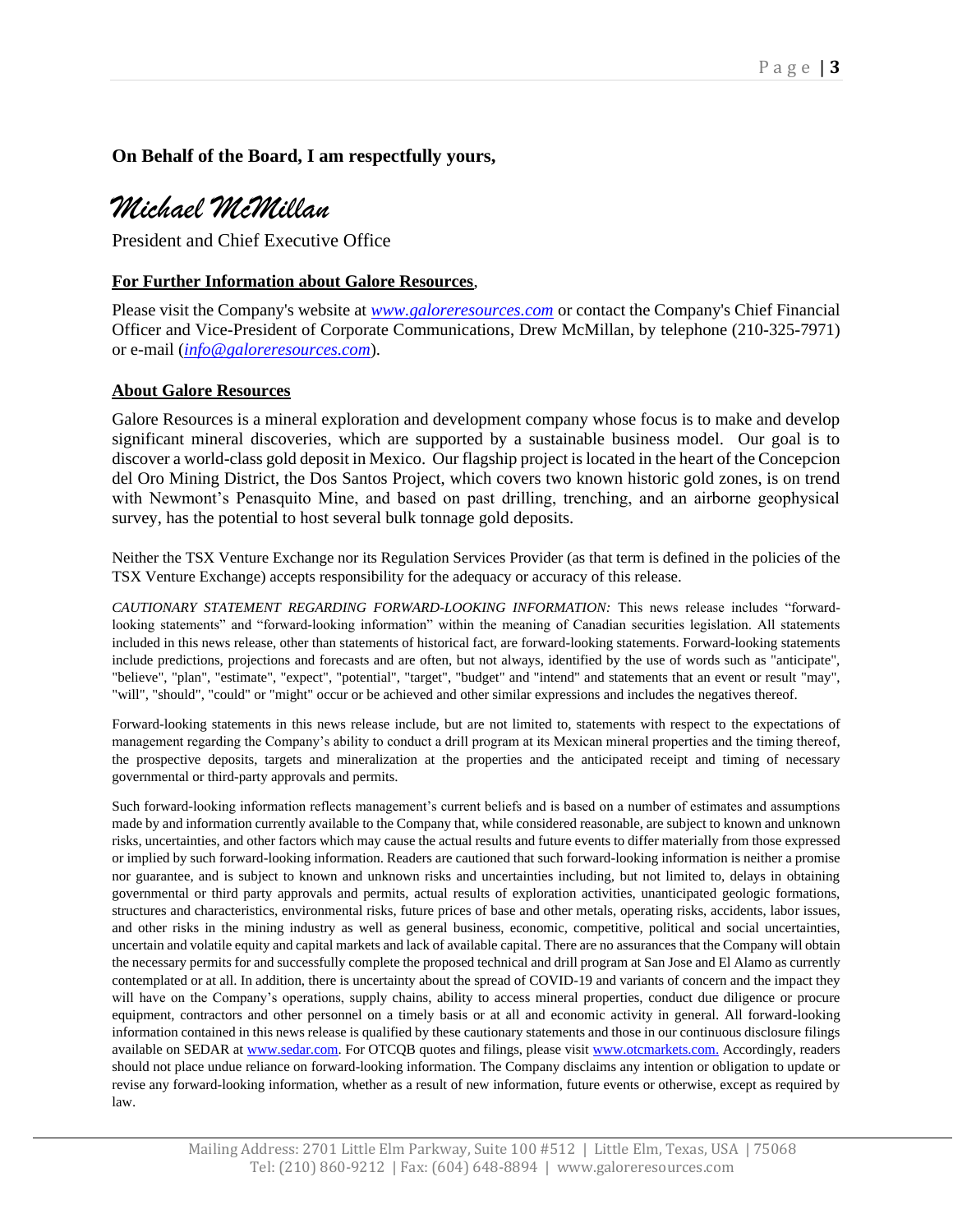**On Behalf of the Board, I am respectfully yours,**

*Michael McMillan*

President and Chief Executive Office

**For Further Information about Galore Resources**,

Please visit the Company's website at *www.galoreresources.com* or contact the Company's Chief Financial Officer and Vice-President of Corporate Communications, Drew McMillan, by telephone (210-325-7971) or e-mail (*info@galoreresources.com*).

**About Galore Resources**

Galore Resources is a mineral exploration and development company whose focus is to make and develop significant mineral discoveries, which are supported by a sustainable business model. Our goal is to discover a world-class gold deposit in Mexico. Our flagship project is located in the heart of the Concepcion del Oro Mining District, the Dos Santos Project, which covers two known historic gold zones, is on trend with Newmont's Penasquito Mine, and based on past drilling, trenching, and an airborne geophysical survey, has the potential to host several bulk tonnage gold deposits.

Neither the TSX Venture Exchange nor its Regulation Services Provider (as that term is defined in the policies of the TSX Venture Exchange) accepts responsibility for the adequacy or accuracy of this release.

*CAUTIONARY STATEMENT REGARDING FORWARD-LOOKING INFORMATION:* This news release includes "forward-looking statements" and "forward-looking information" within the meaning of Canadian securities legislation. All statements included in this news release, other than statements of historical fact, are forward-looking statements. Forward-looking statements include predictions, projections and forecasts and are often, but not always, identified by the use of words such as "anticipate", "believe", "plan", "estimate", "expect", "potential", "target", "budget" and "intend" and statements that an event or result "may", "will", "should", "could" or "might" occur or be achieved and other similar expressions and includes the negatives thereof.

Forward-looking statements in this news release include, but are not limited to, statements with respect to the expectations of management regarding the Company's ability to conduct a drill program at its Mexican mineral properties and the timing thereof, the prospective deposits, targets and mineralization at the properties and the anticipated receipt and timing of necessary governmental or third-party approvals and permits.

Such forward-looking information reflects management's current beliefs and is based on a number of estimates and assumptions made by and information currently available to the Company that, while considered reasonable, are subject to known and unknown risks, uncertainties, and other factors which may cause the actual results and future events to differ materially from those expressed or implied by such forward-looking information. Readers are cautioned that such forward-looking information is neither a promise nor guarantee, and is subject to known and unknown risks and uncertainties including, but not limited to, delays in obtaining governmental or third party approvals and permits, actual results of exploration activities, unanticipated geologic formations, structures and characteristics, environmental risks, future prices of base and other metals, operating risks, accidents, labor issues, and other risks in the mining industry as well as general business, economic, competitive, political and social uncertainties, uncertain and volatile equity and capital markets and lack of available capital. There are no assurances that the Company will obtain the necessary permits for and successfully complete the proposed technical and drill program at San Jose and El Alamo as currently contemplated or at all. In addition, there is uncertainty about the spread of COVID-19 and variants of concern and the impact they will have on the Company's operations, supply chains, ability to access mineral properties, conduct due diligence or procure equipment, contractors and other personnel on a timely basis or at all and economic activity in general. All forward-looking information contained in this news release is qualified by these cautionary statements and those in our continuous disclosure filings available on SEDAR at www.sedar.com. For OTCQB quotes and filings, please visit www.otcmarkets.com. Accordingly, readers should not place undue reliance on forward-looking information. The Company disclaims any intention or obligation to update or revise any forward-looking information, whether as a result of new information, future events or otherwise, except as required by law.